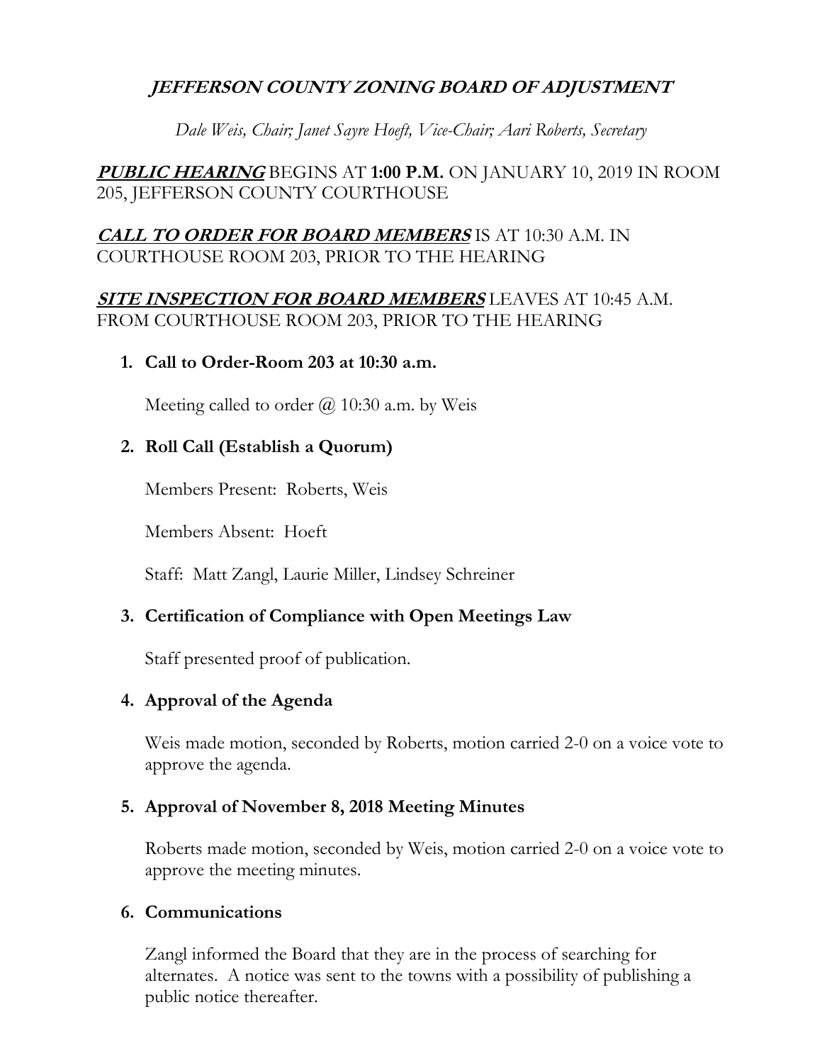# ***JEFFERSON COUNTY ZONING BOARD OF ADJUSTMENT***

*Dale Weis, Chair; Janet Sayre Hoeft, Vice-Chair; Aari Roberts, Secretary*

***PUBLIC HEARING*** BEGINS AT **1:00 P.M.** ON JANUARY 10, 2019 IN ROOM 205, JEFFERSON COUNTY COURTHOUSE

***CALL TO ORDER FOR BOARD MEMBERS*** IS AT 10:30 A.M. IN COURTHOUSE ROOM 203, PRIOR TO THE HEARING

***SITE INSPECTION FOR BOARD MEMBERS*** LEAVES AT 10:45 A.M. FROM COURTHOUSE ROOM 203, PRIOR TO THE HEARING

1. **Call to Order-Room 203 at 10:30 a.m.**

   Meeting called to order @ 10:30 a.m. by Weis

2. **Roll Call (Establish a Quorum)**

   Members Present: Roberts, Weis

   Members Absent: Hoeft

   Staff: Matt Zangl, Laurie Miller, Lindsey Schreiner

3. **Certification of Compliance with Open Meetings Law**

   Staff presented proof of publication.

4. **Approval of the Agenda**

   Weis made motion, seconded by Roberts, motion carried 2-0 on a voice vote to approve the agenda.

5. **Approval of November 8, 2018 Meeting Minutes**

   Roberts made motion, seconded by Weis, motion carried 2-0 on a voice vote to approve the meeting minutes.

6. **Communications**

   Zangl informed the Board that they are in the process of searching for alternates. A notice was sent to the towns with a possibility of publishing a public notice thereafter.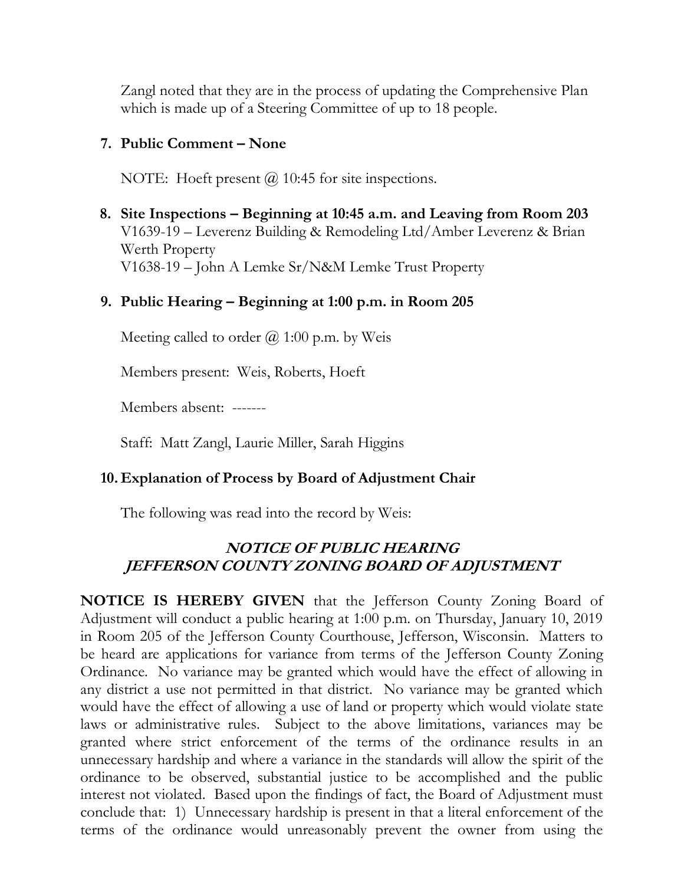Zangl noted that they are in the process of updating the Comprehensive Plan which is made up of a Steering Committee of up to 18 people.

**7. Public Comment – None**

NOTE: Hoeft present @ 10:45 for site inspections.

**8. Site Inspections – Beginning at 10:45 a.m. and Leaving from Room 203**
V1639-19 – Leverenz Building & Remodeling Ltd/Amber Leverenz & Brian Werth Property
V1638-19 – John A Lemke Sr/N&M Lemke Trust Property

**9. Public Hearing – Beginning at 1:00 p.m. in Room 205**

Meeting called to order @ 1:00 p.m. by Weis

Members present: Weis, Roberts, Hoeft

Members absent: -------

Staff: Matt Zangl, Laurie Miller, Sarah Higgins

**10. Explanation of Process by Board of Adjustment Chair**

The following was read into the record by Weis:

***NOTICE OF PUBLIC HEARING***
***JEFFERSON COUNTY ZONING BOARD OF ADJUSTMENT***

**NOTICE IS HEREBY GIVEN** that the Jefferson County Zoning Board of Adjustment will conduct a public hearing at 1:00 p.m. on Thursday, January 10, 2019 in Room 205 of the Jefferson County Courthouse, Jefferson, Wisconsin. Matters to be heard are applications for variance from terms of the Jefferson County Zoning Ordinance. No variance may be granted which would have the effect of allowing in any district a use not permitted in that district. No variance may be granted which would have the effect of allowing a use of land or property which would violate state laws or administrative rules. Subject to the above limitations, variances may be granted where strict enforcement of the terms of the ordinance results in an unnecessary hardship and where a variance in the standards will allow the spirit of the ordinance to be observed, substantial justice to be accomplished and the public interest not violated. Based upon the findings of fact, the Board of Adjustment must conclude that: 1) Unnecessary hardship is present in that a literal enforcement of the terms of the ordinance would unreasonably prevent the owner from using the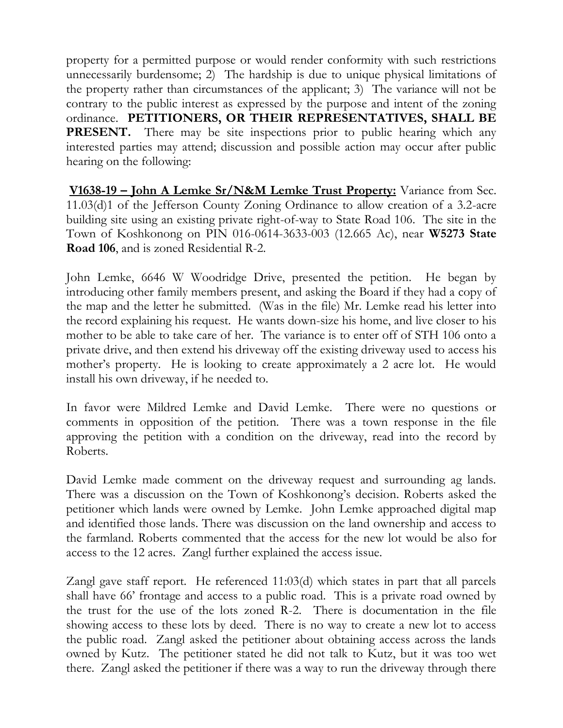property for a permitted purpose or would render conformity with such restrictions unnecessarily burdensome; 2) The hardship is due to unique physical limitations of the property rather than circumstances of the applicant; 3) The variance will not be contrary to the public interest as expressed by the purpose and intent of the zoning ordinance. **PETITIONERS, OR THEIR REPRESENTATIVES, SHALL BE PRESENT.** There may be site inspections prior to public hearing which any interested parties may attend; discussion and possible action may occur after public hearing on the following:

**V1638-19 – John A Lemke Sr/N&M Lemke Trust Property:** Variance from Sec. 11.03(d)1 of the Jefferson County Zoning Ordinance to allow creation of a 3.2-acre building site using an existing private right-of-way to State Road 106. The site in the Town of Koshkonong on PIN 016-0614-3633-003 (12.665 Ac), near **W5273 State Road 106**, and is zoned Residential R-2.

John Lemke, 6646 W Woodridge Drive, presented the petition. He began by introducing other family members present, and asking the Board if they had a copy of the map and the letter he submitted. (Was in the file) Mr. Lemke read his letter into the record explaining his request. He wants down-size his home, and live closer to his mother to be able to take care of her. The variance is to enter off of STH 106 onto a private drive, and then extend his driveway off the existing driveway used to access his mother's property. He is looking to create approximately a 2 acre lot. He would install his own driveway, if he needed to.

In favor were Mildred Lemke and David Lemke. There were no questions or comments in opposition of the petition. There was a town response in the file approving the petition with a condition on the driveway, read into the record by Roberts.

David Lemke made comment on the driveway request and surrounding ag lands. There was a discussion on the Town of Koshkonong's decision. Roberts asked the petitioner which lands were owned by Lemke. John Lemke approached digital map and identified those lands. There was discussion on the land ownership and access to the farmland. Roberts commented that the access for the new lot would be also for access to the 12 acres. Zangl further explained the access issue.

Zangl gave staff report. He referenced 11:03(d) which states in part that all parcels shall have 66' frontage and access to a public road. This is a private road owned by the trust for the use of the lots zoned R-2. There is documentation in the file showing access to these lots by deed. There is no way to create a new lot to access the public road. Zangl asked the petitioner about obtaining access across the lands owned by Kutz. The petitioner stated he did not talk to Kutz, but it was too wet there. Zangl asked the petitioner if there was a way to run the driveway through there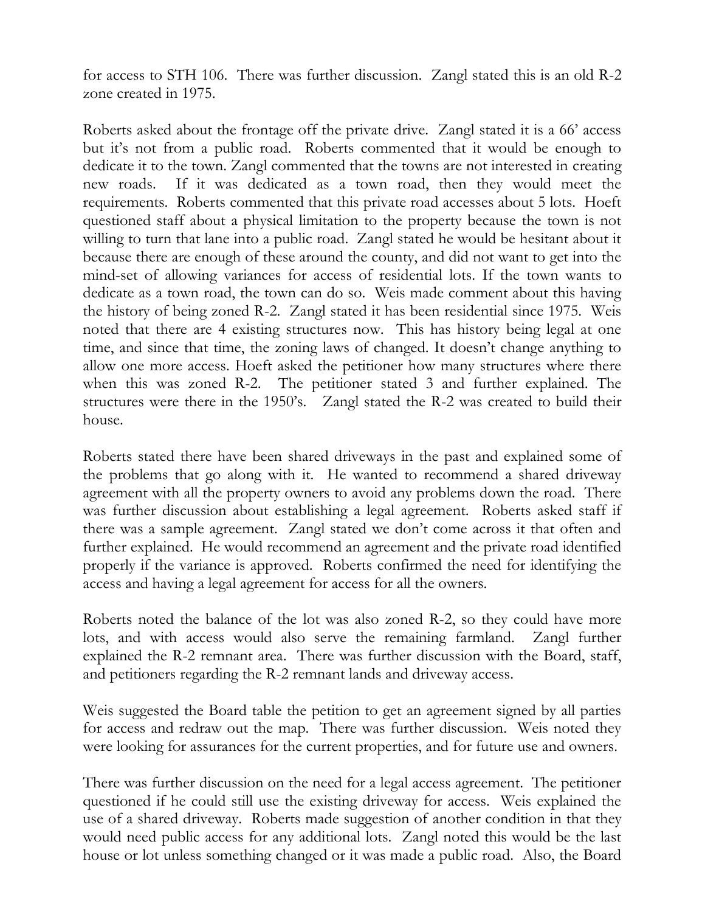for access to STH 106. There was further discussion. Zangl stated this is an old R-2 zone created in 1975.

Roberts asked about the frontage off the private drive. Zangl stated it is a 66' access but it's not from a public road. Roberts commented that it would be enough to dedicate it to the town. Zangl commented that the towns are not interested in creating new roads. If it was dedicated as a town road, then they would meet the requirements. Roberts commented that this private road accesses about 5 lots. Hoeft questioned staff about a physical limitation to the property because the town is not willing to turn that lane into a public road. Zangl stated he would be hesitant about it because there are enough of these around the county, and did not want to get into the mind-set of allowing variances for access of residential lots. If the town wants to dedicate as a town road, the town can do so. Weis made comment about this having the history of being zoned R-2. Zangl stated it has been residential since 1975. Weis noted that there are 4 existing structures now. This has history being legal at one time, and since that time, the zoning laws of changed. It doesn't change anything to allow one more access. Hoeft asked the petitioner how many structures where there when this was zoned R-2. The petitioner stated 3 and further explained. The structures were there in the 1950's. Zangl stated the R-2 was created to build their house.

Roberts stated there have been shared driveways in the past and explained some of the problems that go along with it. He wanted to recommend a shared driveway agreement with all the property owners to avoid any problems down the road. There was further discussion about establishing a legal agreement. Roberts asked staff if there was a sample agreement. Zangl stated we don't come across it that often and further explained. He would recommend an agreement and the private road identified properly if the variance is approved. Roberts confirmed the need for identifying the access and having a legal agreement for access for all the owners.

Roberts noted the balance of the lot was also zoned R-2, so they could have more lots, and with access would also serve the remaining farmland. Zangl further explained the R-2 remnant area. There was further discussion with the Board, staff, and petitioners regarding the R-2 remnant lands and driveway access.

Weis suggested the Board table the petition to get an agreement signed by all parties for access and redraw out the map. There was further discussion. Weis noted they were looking for assurances for the current properties, and for future use and owners.

There was further discussion on the need for a legal access agreement. The petitioner questioned if he could still use the existing driveway for access. Weis explained the use of a shared driveway. Roberts made suggestion of another condition in that they would need public access for any additional lots. Zangl noted this would be the last house or lot unless something changed or it was made a public road. Also, the Board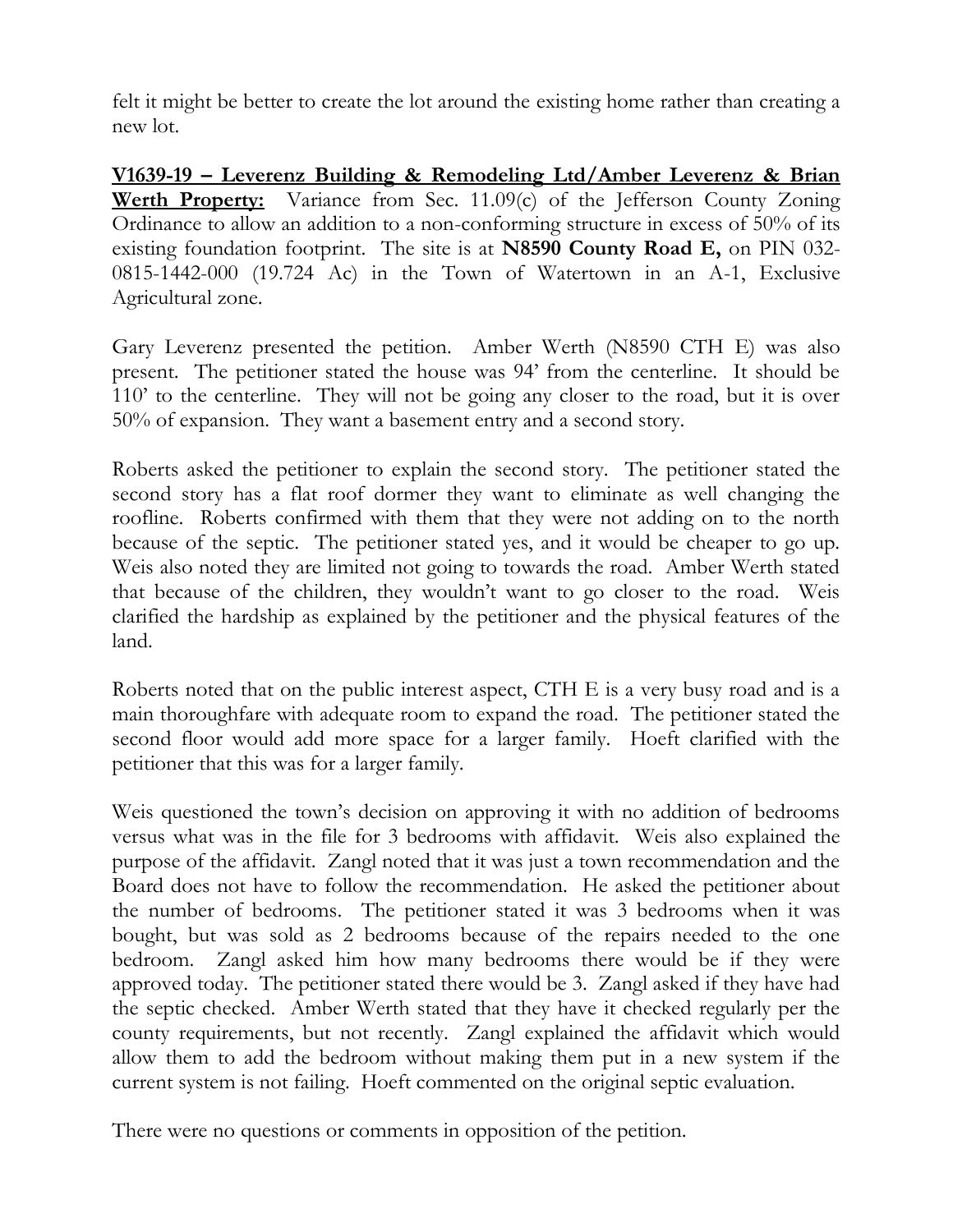felt it might be better to create the lot around the existing home rather than creating a new lot.

**V1639-19 – Leverenz Building & Remodeling Ltd/Amber Leverenz & Brian Werth Property:** Variance from Sec. 11.09(c) of the Jefferson County Zoning Ordinance to allow an addition to a non-conforming structure in excess of 50% of its existing foundation footprint. The site is at **N8590 County Road E,** on PIN 032-0815-1442-000 (19.724 Ac) in the Town of Watertown in an A-1, Exclusive Agricultural zone.

Gary Leverenz presented the petition. Amber Werth (N8590 CTH E) was also present. The petitioner stated the house was 94' from the centerline. It should be 110' to the centerline. They will not be going any closer to the road, but it is over 50% of expansion. They want a basement entry and a second story.

Roberts asked the petitioner to explain the second story. The petitioner stated the second story has a flat roof dormer they want to eliminate as well changing the roofline. Roberts confirmed with them that they were not adding on to the north because of the septic. The petitioner stated yes, and it would be cheaper to go up. Weis also noted they are limited not going to towards the road. Amber Werth stated that because of the children, they wouldn't want to go closer to the road. Weis clarified the hardship as explained by the petitioner and the physical features of the land.

Roberts noted that on the public interest aspect, CTH E is a very busy road and is a main thoroughfare with adequate room to expand the road. The petitioner stated the second floor would add more space for a larger family. Hoeft clarified with the petitioner that this was for a larger family.

Weis questioned the town's decision on approving it with no addition of bedrooms versus what was in the file for 3 bedrooms with affidavit. Weis also explained the purpose of the affidavit. Zangl noted that it was just a town recommendation and the Board does not have to follow the recommendation. He asked the petitioner about the number of bedrooms. The petitioner stated it was 3 bedrooms when it was bought, but was sold as 2 bedrooms because of the repairs needed to the one bedroom. Zangl asked him how many bedrooms there would be if they were approved today. The petitioner stated there would be 3. Zangl asked if they have had the septic checked. Amber Werth stated that they have it checked regularly per the county requirements, but not recently. Zangl explained the affidavit which would allow them to add the bedroom without making them put in a new system if the current system is not failing. Hoeft commented on the original septic evaluation.

There were no questions or comments in opposition of the petition.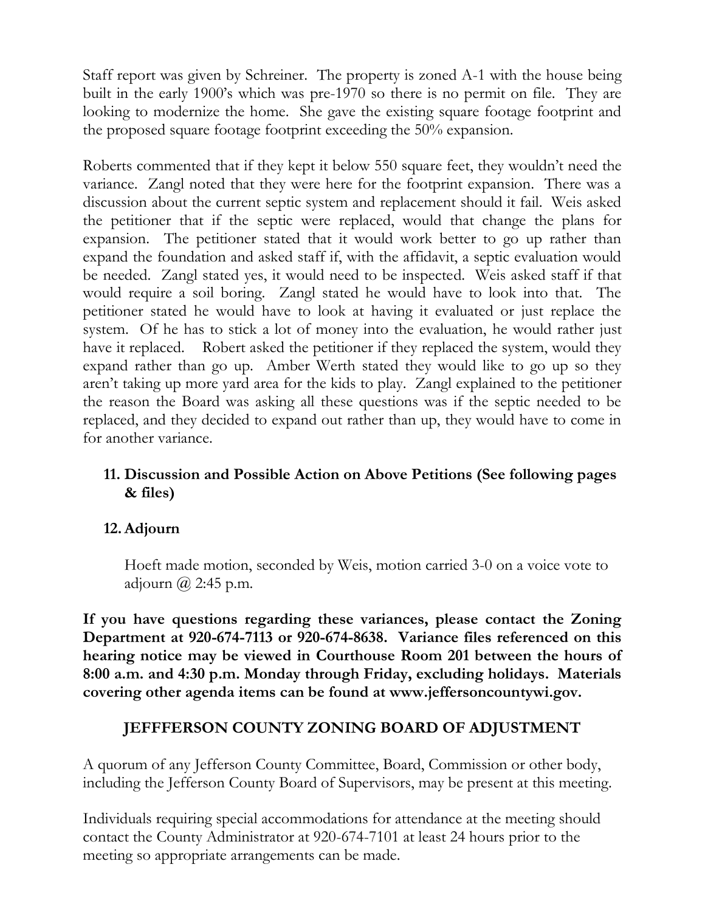Staff report was given by Schreiner. The property is zoned A-1 with the house being built in the early 1900's which was pre-1970 so there is no permit on file. They are looking to modernize the home. She gave the existing square footage footprint and the proposed square footage footprint exceeding the 50% expansion.

Roberts commented that if they kept it below 550 square feet, they wouldn't need the variance. Zangl noted that they were here for the footprint expansion. There was a discussion about the current septic system and replacement should it fail. Weis asked the petitioner that if the septic were replaced, would that change the plans for expansion. The petitioner stated that it would work better to go up rather than expand the foundation and asked staff if, with the affidavit, a septic evaluation would be needed. Zangl stated yes, it would need to be inspected. Weis asked staff if that would require a soil boring. Zangl stated he would have to look into that. The petitioner stated he would have to look at having it evaluated or just replace the system. Of he has to stick a lot of money into the evaluation, he would rather just have it replaced. Robert asked the petitioner if they replaced the system, would they expand rather than go up. Amber Werth stated they would like to go up so they aren't taking up more yard area for the kids to play. Zangl explained to the petitioner the reason the Board was asking all these questions was if the septic needed to be replaced, and they decided to expand out rather than up, they would have to come in for another variance.

11. **Discussion and Possible Action on Above Petitions (See following pages & files)**

12. **Adjourn**

    Hoeft made motion, seconded by Weis, motion carried 3-0 on a voice vote to adjourn @ 2:45 p.m.

**If you have questions regarding these variances, please contact the Zoning Department at 920-674-7113 or 920-674-8638. Variance files referenced on this hearing notice may be viewed in Courthouse Room 201 between the hours of 8:00 a.m. and 4:30 p.m. Monday through Friday, excluding holidays. Materials covering other agenda items can be found at www.jeffersoncountywi.gov.**

**JEFFFERSON COUNTY ZONING BOARD OF ADJUSTMENT**

A quorum of any Jefferson County Committee, Board, Commission or other body, including the Jefferson County Board of Supervisors, may be present at this meeting.

Individuals requiring special accommodations for attendance at the meeting should contact the County Administrator at 920-674-7101 at least 24 hours prior to the meeting so appropriate arrangements can be made.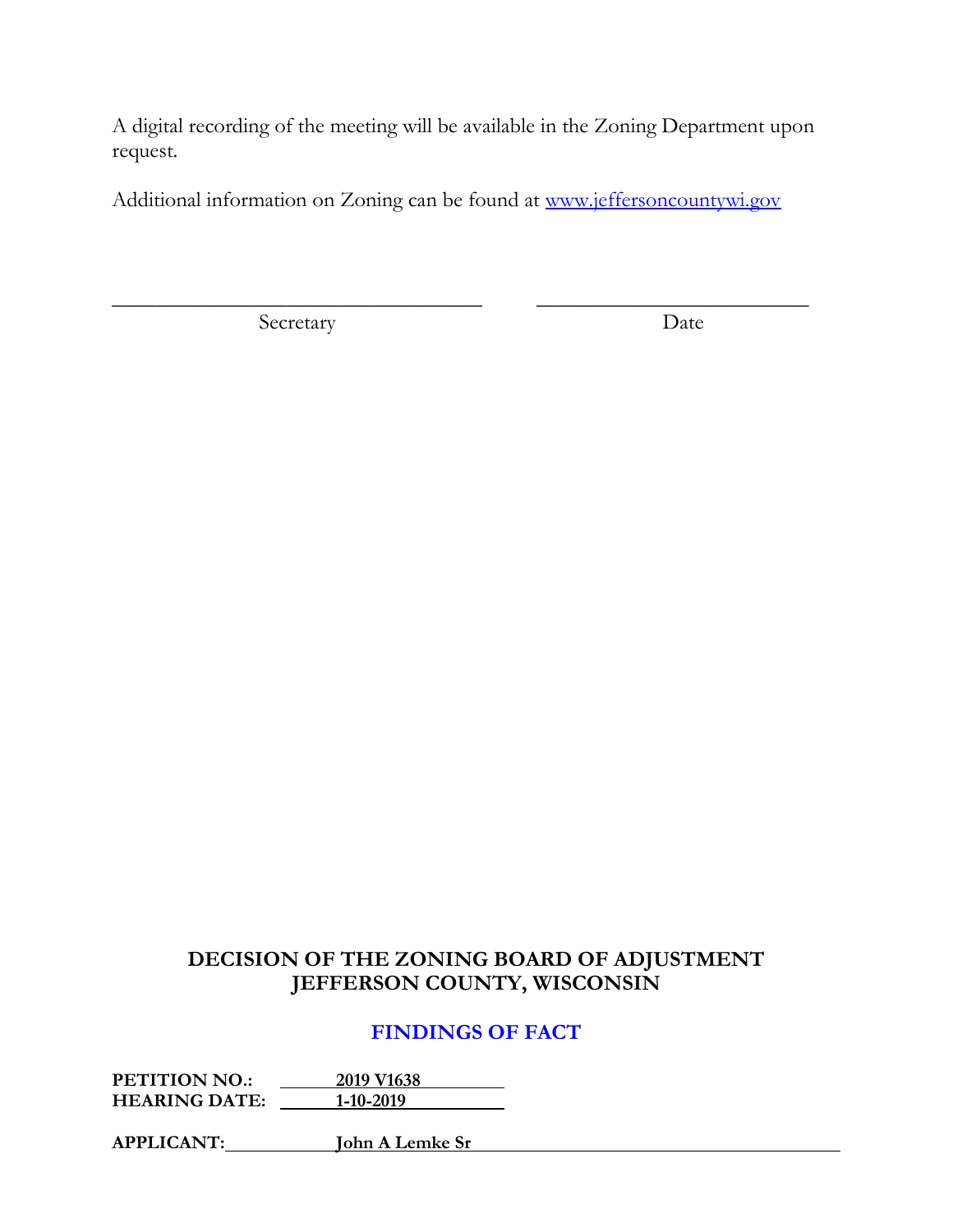A digital recording of the meeting will be available in the Zoning Department upon request.

Additional information on Zoning can be found at [www.jeffersoncountywi.gov](http://www.jeffersoncountywi.gov)

___________________________________ &nbsp;&nbsp;&nbsp;&nbsp; __________________________

Secretary &nbsp;&nbsp;&nbsp;&nbsp;&nbsp;&nbsp;&nbsp;&nbsp;&nbsp;&nbsp;&nbsp;&nbsp;&nbsp;&nbsp;&nbsp;&nbsp;&nbsp;&nbsp;&nbsp;&nbsp;&nbsp;&nbsp;&nbsp;&nbsp;&nbsp;&nbsp;&nbsp;&nbsp;&nbsp;&nbsp; Date

## DECISION OF THE ZONING BOARD OF ADJUSTMENT
## JEFFERSON COUNTY, WISCONSIN

## FINDINGS OF FACT

**PETITION NO.:** 2019 V1638
**HEARING DATE:** 1-10-2019

**APPLICANT:** John A Lemke Sr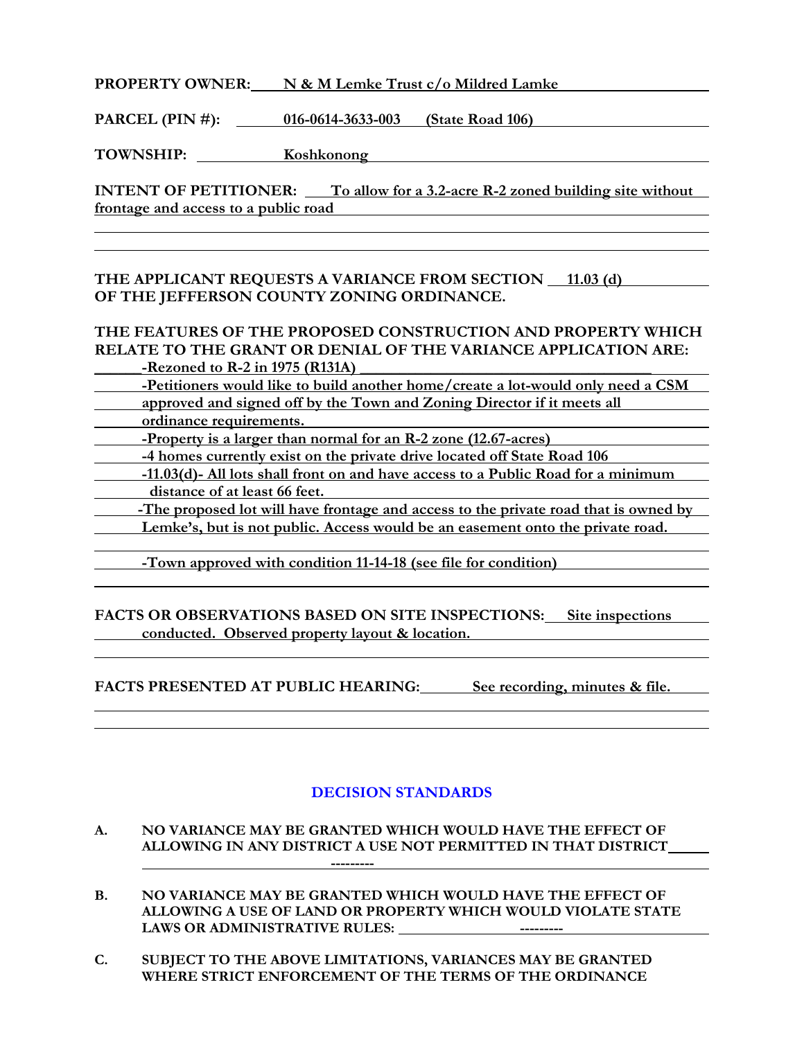**PROPERTY OWNER:** N & M Lemke Trust c/o Mildred Lamke

**PARCEL (PIN #):** 016-0614-3633-003 (State Road 106)

**TOWNSHIP:** Koshkonong

**INTENT OF PETITIONER:** To allow for a 3.2-acre R-2 zoned building site without frontage and access to a public road

**THE APPLICANT REQUESTS A VARIANCE FROM SECTION** 11.03 (d) **OF THE JEFFERSON COUNTY ZONING ORDINANCE.**

**THE FEATURES OF THE PROPOSED CONSTRUCTION AND PROPERTY WHICH RELATE TO THE GRANT OR DENIAL OF THE VARIANCE APPLICATION ARE:**

- Rezoned to R-2 in 1975 (R131A)
- Petitioners would like to build another home/create a lot-would only need a CSM approved and signed off by the Town and Zoning Director if it meets all ordinance requirements.
- Property is a larger than normal for an R-2 zone (12.67-acres)
- 4 homes currently exist on the private drive located off State Road 106
- 11.03(d)- All lots shall front on and have access to a Public Road for a minimum distance of at least 66 feet.
- The proposed lot will have frontage and access to the private road that is owned by Lemke's, but is not public. Access would be an easement onto the private road.
- Town approved with condition 11-14-18 (see file for condition)

**FACTS OR OBSERVATIONS BASED ON SITE INSPECTIONS:** Site inspections conducted. Observed property layout & location.

**FACTS PRESENTED AT PUBLIC HEARING:** See recording, minutes & file.

## DECISION STANDARDS

**A. NO VARIANCE MAY BE GRANTED WHICH WOULD HAVE THE EFFECT OF ALLOWING IN ANY DISTRICT A USE NOT PERMITTED IN THAT DISTRICT** ---------

**B. NO VARIANCE MAY BE GRANTED WHICH WOULD HAVE THE EFFECT OF ALLOWING A USE OF LAND OR PROPERTY WHICH WOULD VIOLATE STATE LAWS OR ADMINISTRATIVE RULES:** ---------

**C. SUBJECT TO THE ABOVE LIMITATIONS, VARIANCES MAY BE GRANTED WHERE STRICT ENFORCEMENT OF THE TERMS OF THE ORDINANCE**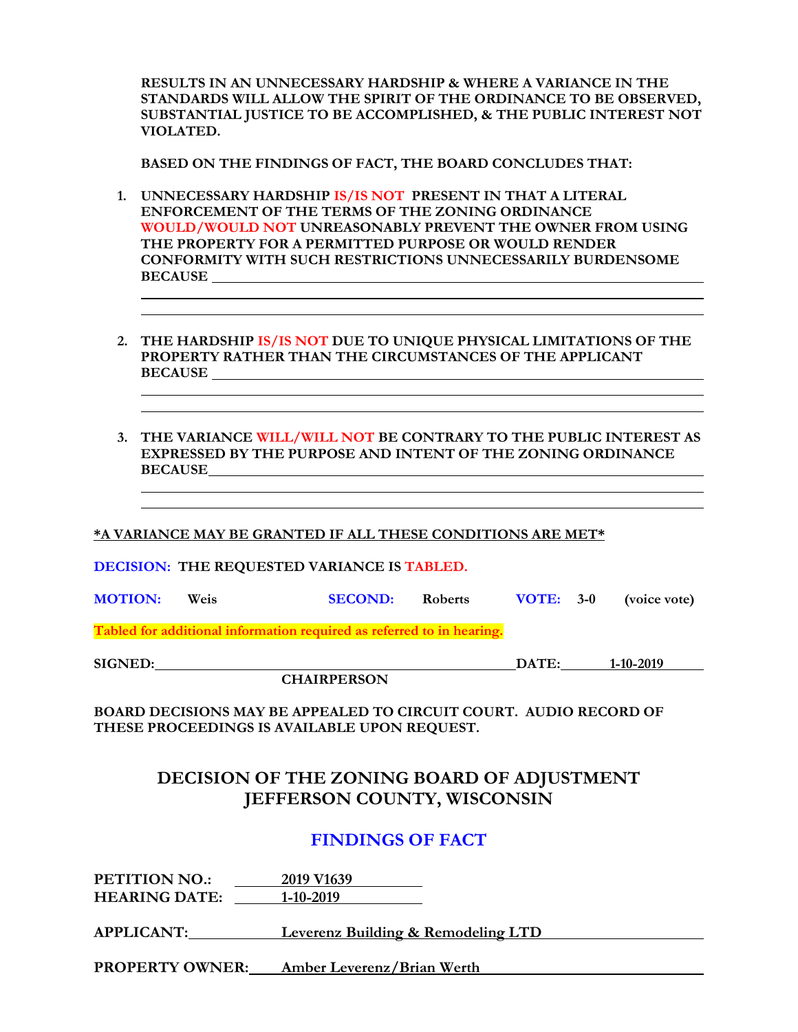**RESULTS IN AN UNNECESSARY HARDSHIP & WHERE A VARIANCE IN THE STANDARDS WILL ALLOW THE SPIRIT OF THE ORDINANCE TO BE OBSERVED, SUBSTANTIAL JUSTICE TO BE ACCOMPLISHED, & THE PUBLIC INTEREST NOT VIOLATED.**

**BASED ON THE FINDINGS OF FACT, THE BOARD CONCLUDES THAT:**

1. **UNNECESSARY HARDSHIP IS/IS NOT PRESENT IN THAT A LITERAL ENFORCEMENT OF THE TERMS OF THE ZONING ORDINANCE WOULD/WOULD NOT UNREASONABLY PREVENT THE OWNER FROM USING THE PROPERTY FOR A PERMITTED PURPOSE OR WOULD RENDER CONFORMITY WITH SUCH RESTRICTIONS UNNECESSARILY BURDENSOME BECAUSE** ______________________________

2. **THE HARDSHIP IS/IS NOT DUE TO UNIQUE PHYSICAL LIMITATIONS OF THE PROPERTY RATHER THAN THE CIRCUMSTANCES OF THE APPLICANT BECAUSE** ______________________________

3. **THE VARIANCE WILL/WILL NOT BE CONTRARY TO THE PUBLIC INTEREST AS EXPRESSED BY THE PURPOSE AND INTENT OF THE ZONING ORDINANCE BECAUSE** ______________________________

***A VARIANCE MAY BE GRANTED IF ALL THESE CONDITIONS ARE MET***

**DECISION: THE REQUESTED VARIANCE IS TABLED.**

**MOTION:** Weis **SECOND:** Roberts **VOTE:** 3-0 (voice vote)

**Tabled for additional information required as referred to in hearing.**

**SIGNED:** ______________________________ **DATE:** 1-10-2019
**CHAIRPERSON**

**BOARD DECISIONS MAY BE APPEALED TO CIRCUIT COURT. AUDIO RECORD OF THESE PROCEEDINGS IS AVAILABLE UPON REQUEST.**

## DECISION OF THE ZONING BOARD OF ADJUSTMENT JEFFERSON COUNTY, WISCONSIN

## FINDINGS OF FACT

**PETITION NO.:** 2019 V1639
**HEARING DATE:** 1-10-2019

**APPLICANT:** Leverenz Building & Remodeling LTD

**PROPERTY OWNER:** Amber Leverenz/Brian Werth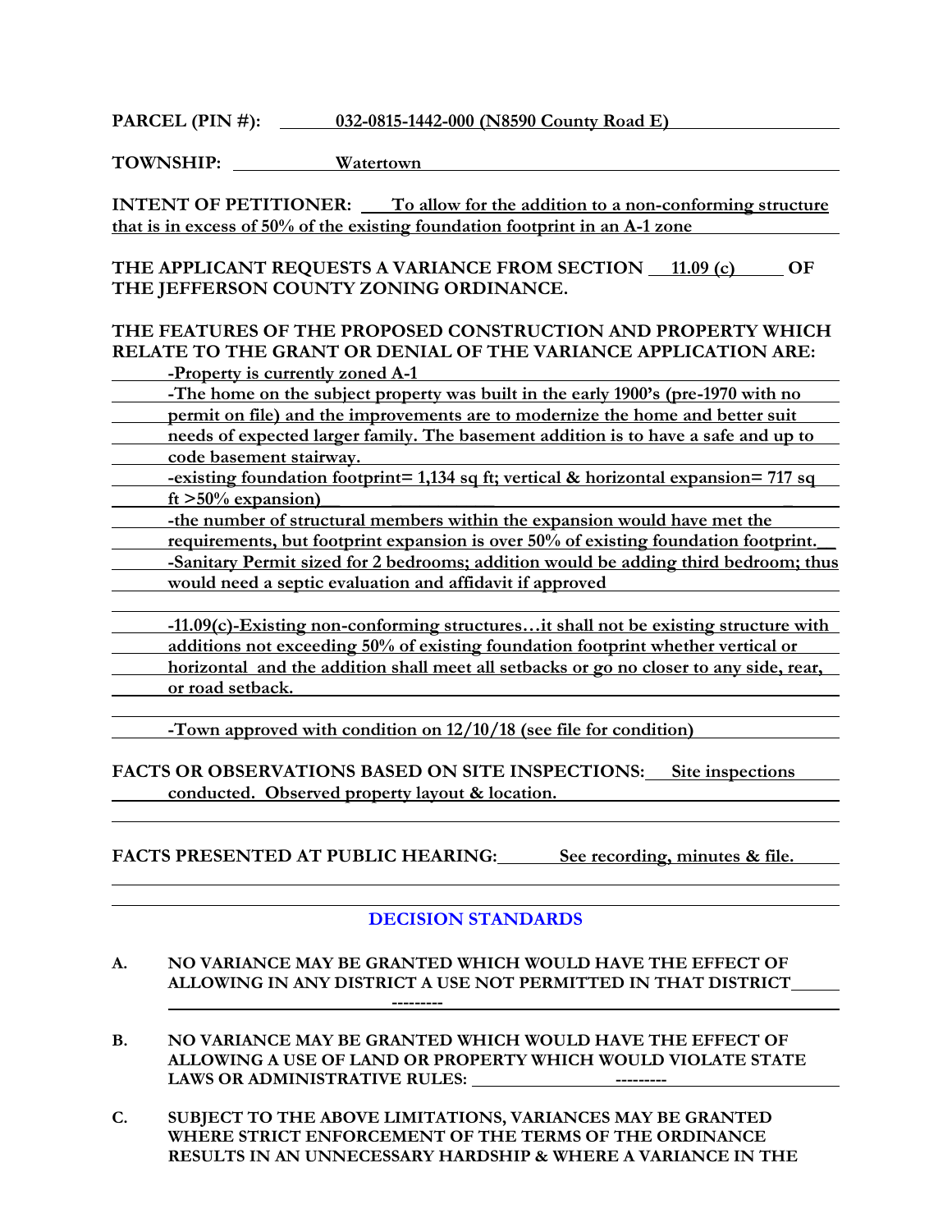**PARCEL (PIN #):** 032-0815-1442-000 (N8590 County Road E)

**TOWNSHIP:** Watertown

**INTENT OF PETITIONER:** To allow for the addition to a non-conforming structure that is in excess of 50% of the existing foundation footprint in an A-1 zone

**THE APPLICANT REQUESTS A VARIANCE FROM SECTION** 11.09 (c) **OF THE JEFFERSON COUNTY ZONING ORDINANCE.**

**THE FEATURES OF THE PROPOSED CONSTRUCTION AND PROPERTY WHICH RELATE TO THE GRANT OR DENIAL OF THE VARIANCE APPLICATION ARE:**

-Property is currently zoned A-1

-The home on the subject property was built in the early 1900's (pre-1970 with no permit on file) and the improvements are to modernize the home and better suit needs of expected larger family. The basement addition is to have a safe and up to code basement stairway.

-existing foundation footprint= 1,134 sq ft; vertical & horizontal expansion= 717 sq ft >50% expansion)

-the number of structural members within the expansion would have met the requirements, but footprint expansion is over 50% of existing foundation footprint.

-Sanitary Permit sized for 2 bedrooms; addition would be adding third bedroom; thus would need a septic evaluation and affidavit if approved

-11.09(c)-Existing non-conforming structures…it shall not be existing structure with additions not exceeding 50% of existing foundation footprint whether vertical or horizontal and the addition shall meet all setbacks or go no closer to any side, rear, or road setback.

-Town approved with condition on 12/10/18 (see file for condition)

**FACTS OR OBSERVATIONS BASED ON SITE INSPECTIONS:** Site inspections conducted. Observed property layout & location.

**FACTS PRESENTED AT PUBLIC HEARING:** See recording, minutes & file.

## DECISION STANDARDS

**A. NO VARIANCE MAY BE GRANTED WHICH WOULD HAVE THE EFFECT OF ALLOWING IN ANY DISTRICT A USE NOT PERMITTED IN THAT DISTRICT** ---------

**B. NO VARIANCE MAY BE GRANTED WHICH WOULD HAVE THE EFFECT OF ALLOWING A USE OF LAND OR PROPERTY WHICH WOULD VIOLATE STATE LAWS OR ADMINISTRATIVE RULES:** ---------

**C. SUBJECT TO THE ABOVE LIMITATIONS, VARIANCES MAY BE GRANTED WHERE STRICT ENFORCEMENT OF THE TERMS OF THE ORDINANCE RESULTS IN AN UNNECESSARY HARDSHIP & WHERE A VARIANCE IN THE**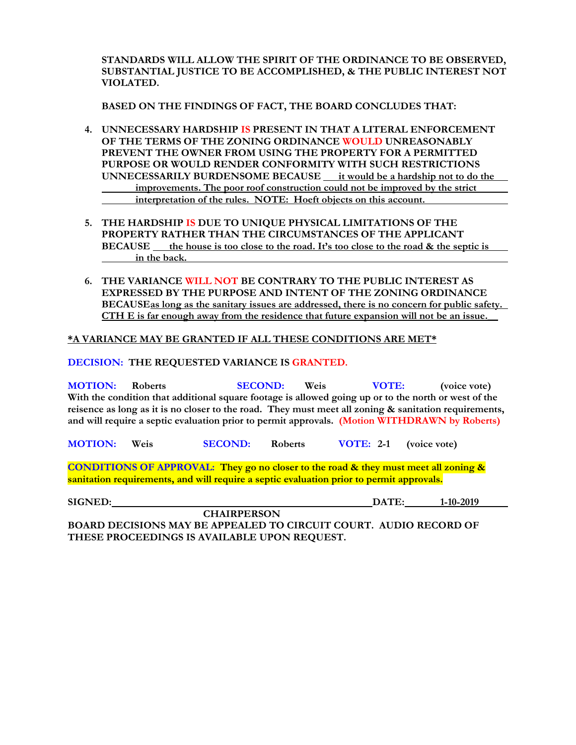**STANDARDS WILL ALLOW THE SPIRIT OF THE ORDINANCE TO BE OBSERVED, SUBSTANTIAL JUSTICE TO BE ACCOMPLISHED, & THE PUBLIC INTEREST NOT VIOLATED.**

**BASED ON THE FINDINGS OF FACT, THE BOARD CONCLUDES THAT:**

4. **UNNECESSARY HARDSHIP IS PRESENT IN THAT A LITERAL ENFORCEMENT OF THE TERMS OF THE ZONING ORDINANCE WOULD UNREASONABLY PREVENT THE OWNER FROM USING THE PROPERTY FOR A PERMITTED PURPOSE OR WOULD RENDER CONFORMITY WITH SUCH RESTRICTIONS UNNECESSARILY BURDENSOME BECAUSE** it would be a hardship not to do the improvements. The poor roof construction could not be improved by the strict interpretation of the rules. NOTE: Hoeft objects on this account.

5. **THE HARDSHIP IS DUE TO UNIQUE PHYSICAL LIMITATIONS OF THE PROPERTY RATHER THAN THE CIRCUMSTANCES OF THE APPLICANT BECAUSE** the house is too close to the road. It's too close to the road & the septic is in the back.

6. **THE VARIANCE WILL NOT BE CONTRARY TO THE PUBLIC INTEREST AS EXPRESSED BY THE PURPOSE AND INTENT OF THE ZONING ORDINANCE BECAUSE** as long as the sanitary issues are addressed, there is no concern for public safety. CTH E is far enough away from the residence that future expansion will not be an issue.

**\*A VARIANCE MAY BE GRANTED IF ALL THESE CONDITIONS ARE MET\***

**DECISION: THE REQUESTED VARIANCE IS GRANTED.**

**MOTION:** Roberts **SECOND:** Weis **VOTE:** (voice vote)
**With the condition that additional square footage is allowed going up or to the north or west of the reisence as long as it is no closer to the road. They must meet all zoning & sanitation requirements, and will require a septic evaluation prior to permit approvals. (Motion WITHDRAWN by Roberts)**

**MOTION:** Weis **SECOND:** Roberts **VOTE:** 2-1 (voice vote)

**CONDITIONS OF APPROVAL: They go no closer to the road & they must meet all zoning & sanitation requirements, and will require a septic evaluation prior to permit approvals.**

**SIGNED:** ______________________________ **DATE:** 1-10-2019

**CHAIRPERSON**

**BOARD DECISIONS MAY BE APPEALED TO CIRCUIT COURT. AUDIO RECORD OF THESE PROCEEDINGS IS AVAILABLE UPON REQUEST.**